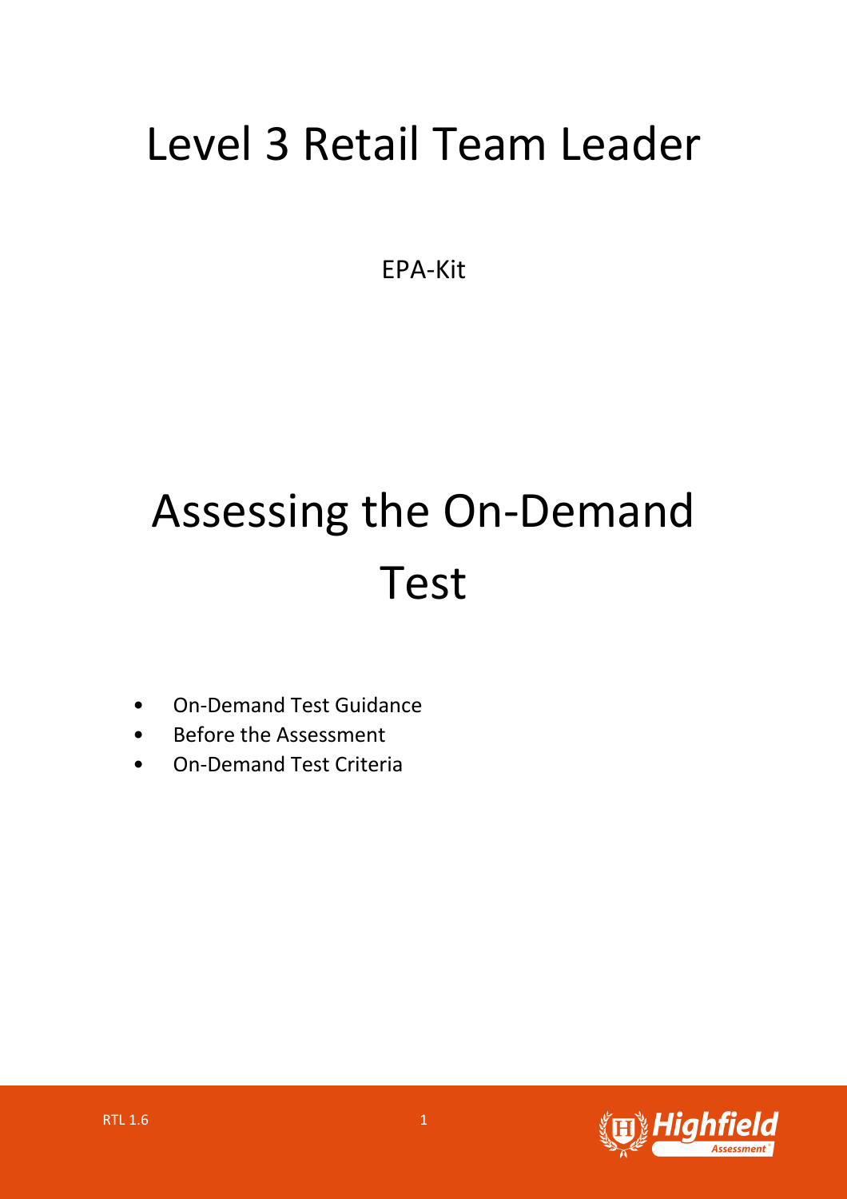# Level 3 Retail Team Leader

EPA-Kit

# Assessing the On-Demand Test

- On-Demand Test Guidance
- Before the Assessment
- On-Demand Test Criteria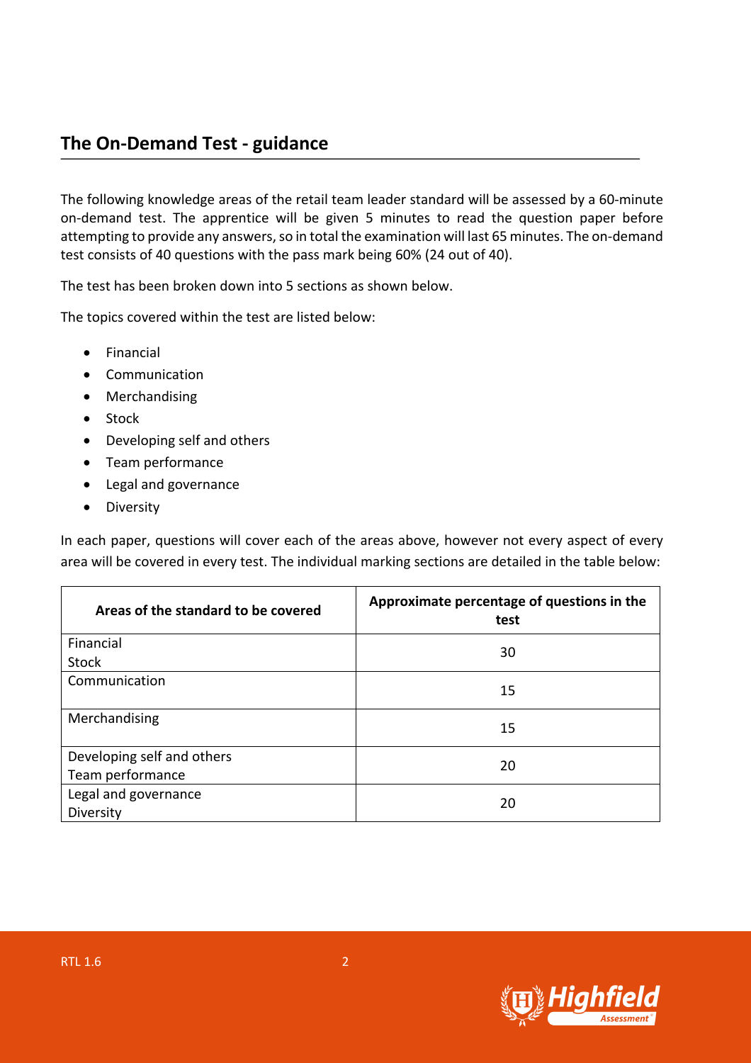## The On-Demand Test - guidance

The following knowledge areas of the retail team leader standard will be assessed by a 60-minute on-demand test. The apprentice will be given 5 minutes to read the question paper before attempting to provide any answers, so in total the examination will last 65 minutes. The on-demand test consists of 40 questions with the pass mark being 60% (24 out of 40).

The test has been broken down into 5 sections as shown below.

The topics covered within the test are listed below:

- Financial
- Communication
- Merchandising
- Stock
- Developing self and others
- Team performance
- Legal and governance
- Diversity

In each paper, questions will cover each of the areas above, however not every aspect of every area will be covered in every test. The individual marking sections are detailed in the table below:

| Areas of the standard to be covered | Approximate percentage of questions in the test |
| --- | --- |
| Financial<br>Stock | 30 |
| Communication | 15 |
| Merchandising | 15 |
| Developing self and others<br>Team performance | 20 |
| Legal and governance<br>Diversity | 20 |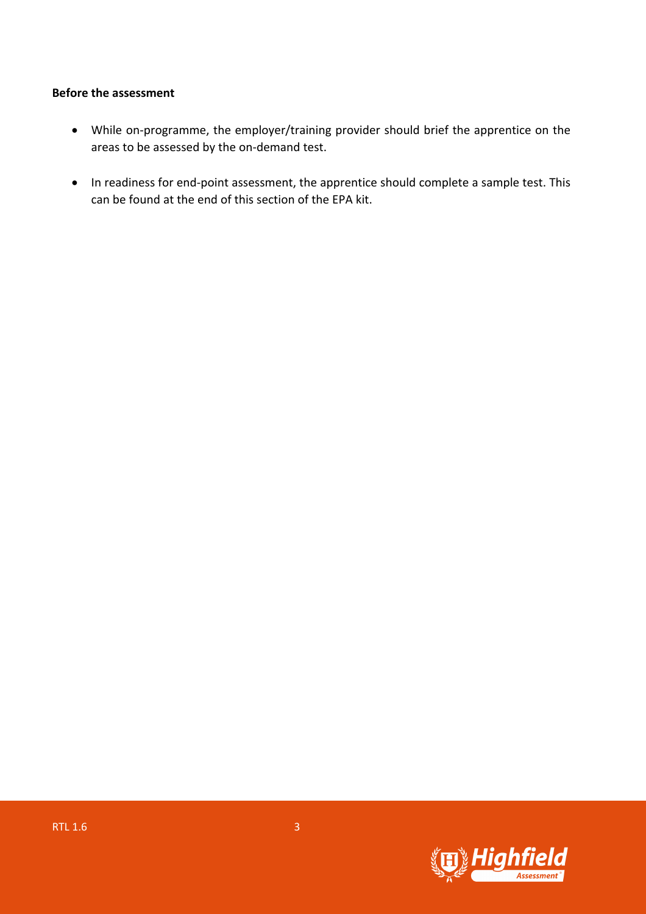**Before the assessment**

- While on-programme, the employer/training provider should brief the apprentice on the areas to be assessed by the on-demand test.
- In readiness for end-point assessment, the apprentice should complete a sample test. This can be found at the end of this section of the EPA kit.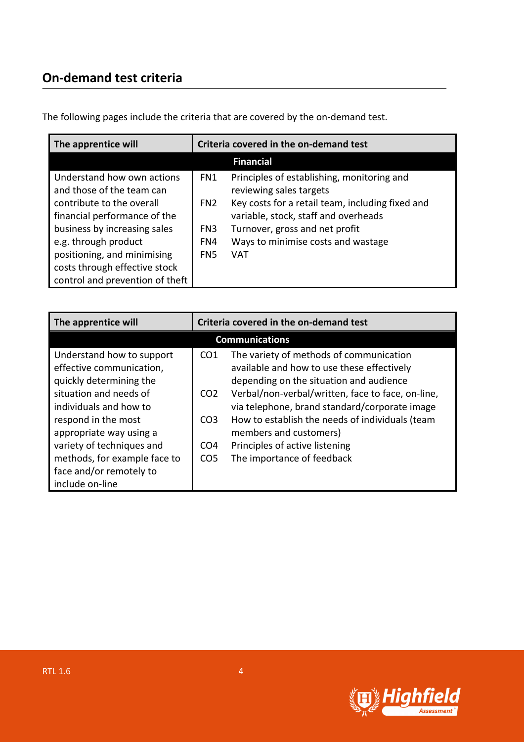## On-demand test criteria

The following pages include the criteria that are covered by the on-demand test.

| The apprentice will | Criteria covered in the on-demand test |
|---|---|
| **Financial** | |
| Understand how own actions and those of the team can contribute to the overall financial performance of the business by increasing sales e.g. through product positioning, and minimising costs through effective stock control and prevention of theft | FN1 Principles of establishing, monitoring and reviewing sales targets<br>FN2 Key costs for a retail team, including fixed and variable, stock, staff and overheads<br>FN3 Turnover, gross and net profit<br>FN4 Ways to minimise costs and wastage<br>FN5 VAT |

| The apprentice will | Criteria covered in the on-demand test |
|---|---|
| **Communications** | |
| Understand how to support effective communication, quickly determining the situation and needs of individuals and how to respond in the most appropriate way using a variety of techniques and methods, for example face to face and/or remotely to include on-line | CO1 The variety of methods of communication available and how to use these effectively depending on the situation and audience<br>CO2 Verbal/non-verbal/written, face to face, on-line, via telephone, brand standard/corporate image<br>CO3 How to establish the needs of individuals (team members and customers)<br>CO4 Principles of active listening<br>CO5 The importance of feedback |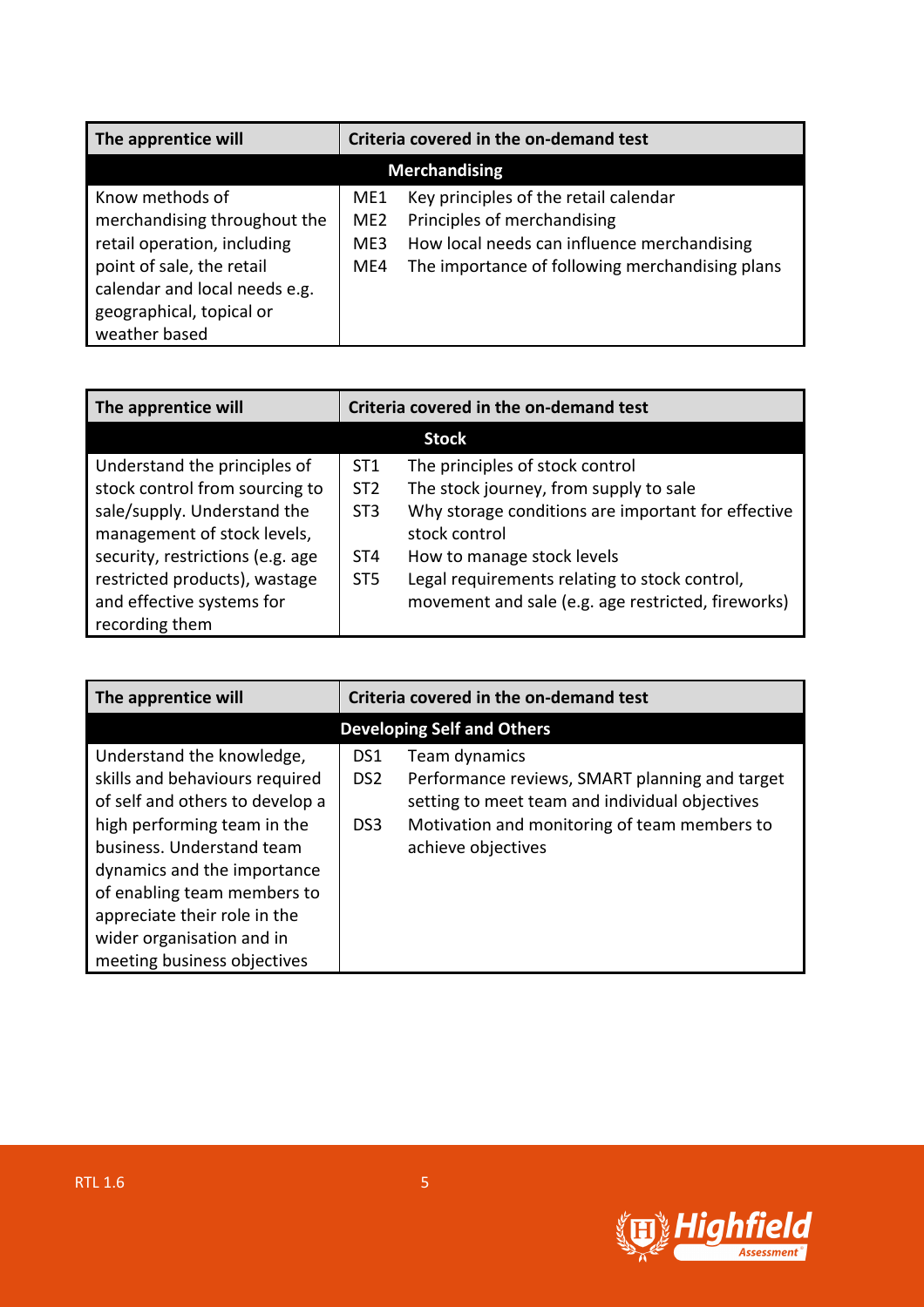| The apprentice will | Criteria covered in the on-demand test |
| --- | --- |
| **Merchandising** | |
| Know methods of merchandising throughout the retail operation, including point of sale, the retail calendar and local needs e.g. geographical, topical or weather based | ME1 Key principles of the retail calendar<br>ME2 Principles of merchandising<br>ME3 How local needs can influence merchandising<br>ME4 The importance of following merchandising plans |

| The apprentice will | Criteria covered in the on-demand test |
| --- | --- |
| **Stock** | |
| Understand the principles of stock control from sourcing to sale/supply. Understand the management of stock levels, security, restrictions (e.g. age restricted products), wastage and effective systems for recording them | ST1 The principles of stock control<br>ST2 The stock journey, from supply to sale<br>ST3 Why storage conditions are important for effective stock control<br>ST4 How to manage stock levels<br>ST5 Legal requirements relating to stock control, movement and sale (e.g. age restricted, fireworks) |

| The apprentice will | Criteria covered in the on-demand test |
| --- | --- |
| **Developing Self and Others** | |
| Understand the knowledge, skills and behaviours required of self and others to develop a high performing team in the business. Understand team dynamics and the importance of enabling team members to appreciate their role in the wider organisation and in meeting business objectives | DS1 Team dynamics<br>DS2 Performance reviews, SMART planning and target setting to meet team and individual objectives<br>DS3 Motivation and monitoring of team members to achieve objectives |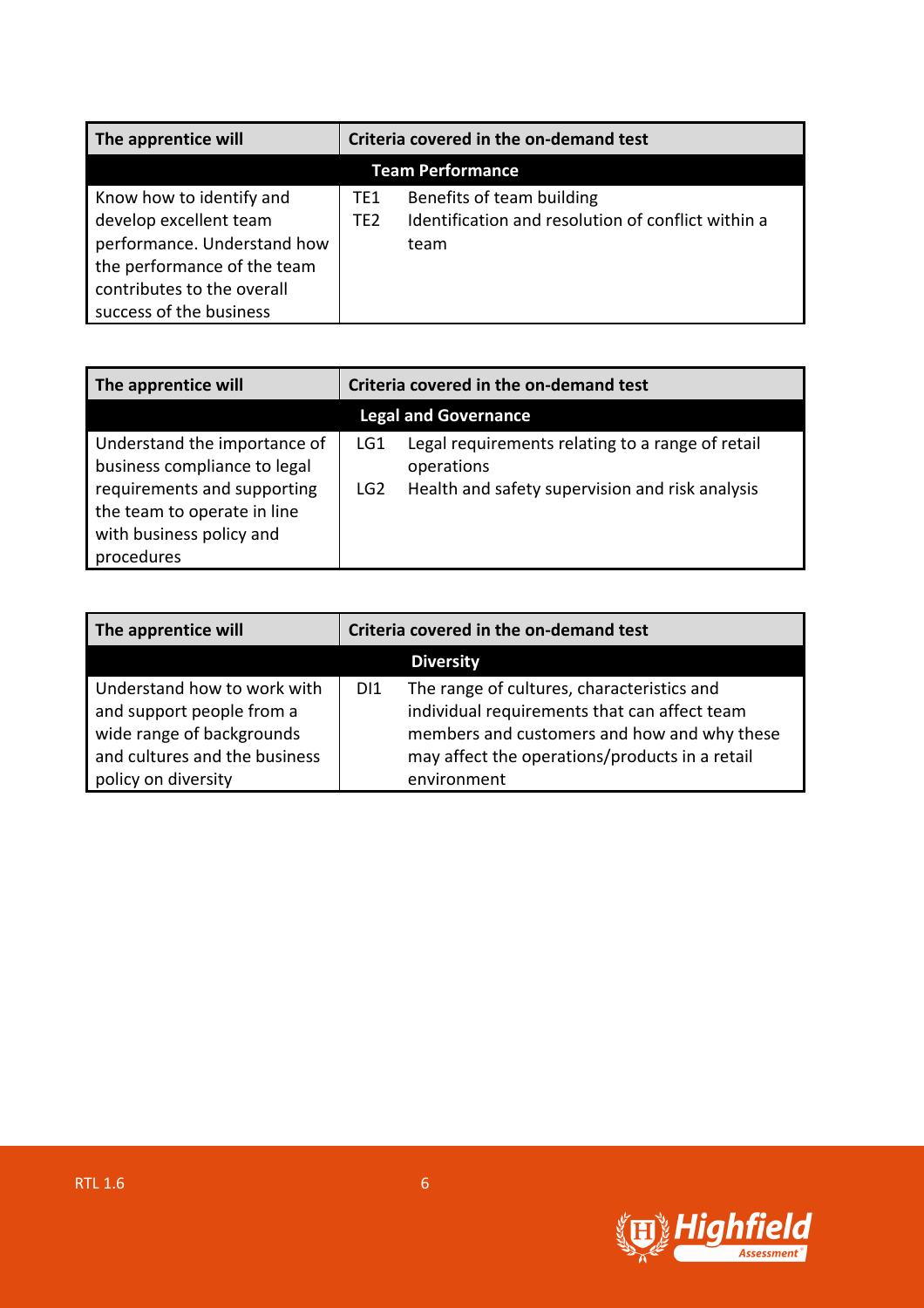| The apprentice will | Criteria covered in the on-demand test |
|---|---|
| **Team Performance** | |
| Know how to identify and develop excellent team performance. Understand how the performance of the team contributes to the overall success of the business | TE1 Benefits of team building<br>TE2 Identification and resolution of conflict within a team |

| The apprentice will | Criteria covered in the on-demand test |
|---|---|
| **Legal and Governance** | |
| Understand the importance of business compliance to legal requirements and supporting the team to operate in line with business policy and procedures | LG1 Legal requirements relating to a range of retail operations<br>LG2 Health and safety supervision and risk analysis |

| The apprentice will | Criteria covered in the on-demand test |
|---|---|
| **Diversity** | |
| Understand how to work with and support people from a wide range of backgrounds and cultures and the business policy on diversity | DI1 The range of cultures, characteristics and individual requirements that can affect team members and customers and how and why these may affect the operations/products in a retail environment |